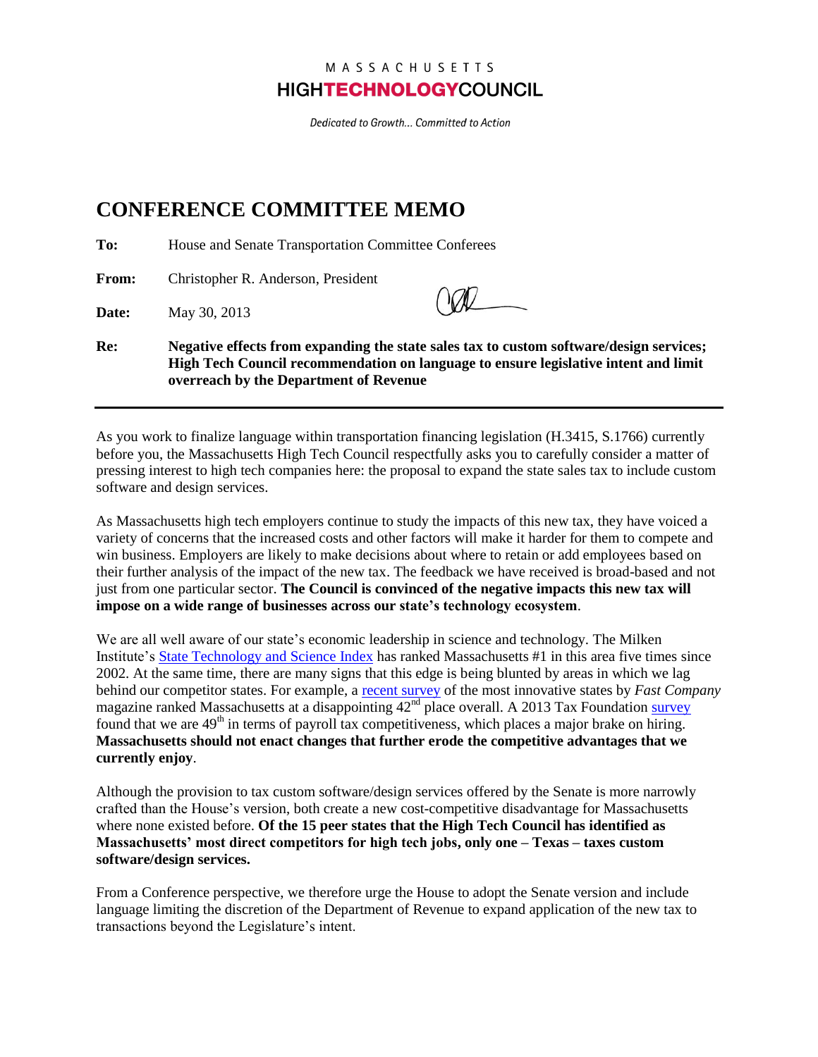MASSACHUSETTS
**HIGHTECHNOLOGYCOUNCIL**

*Dedicated to Growth... Committed to Action*

# CONFERENCE COMMITTEE MEMO

**To:** House and Senate Transportation Committee Conferees

**From:** Christopher R. Anderson, President

**Date:** May 30, 2013

**Re:** **Negative effects from expanding the state sales tax to custom software/design services; High Tech Council recommendation on language to ensure legislative intent and limit overreach by the Department of Revenue**

---

As you work to finalize language within transportation financing legislation (H.3415, S.1766) currently before you, the Massachusetts High Tech Council respectfully asks you to carefully consider a matter of pressing interest to high tech companies here: the proposal to expand the state sales tax to include custom software and design services.

As Massachusetts high tech employers continue to study the impacts of this new tax, they have voiced a variety of concerns that the increased costs and other factors will make it harder for them to compete and win business. Employers are likely to make decisions about where to retain or add employees based on their further analysis of the impact of the new tax. The feedback we have received is broad-based and not just from one particular sector. **The Council is convinced of the negative impacts this new tax will impose on a wide range of businesses across our state's technology ecosystem**.

We are all well aware of our state's economic leadership in science and technology. The Milken Institute's State Technology and Science Index has ranked Massachusetts #1 in this area five times since 2002. At the same time, there are many signs that this edge is being blunted by areas in which we lag behind our competitor states. For example, a recent survey of the most innovative states by *Fast Company* magazine ranked Massachusetts at a disappointing 42nd place overall. A 2013 Tax Foundation survey found that we are 49th in terms of payroll tax competitiveness, which places a major brake on hiring. **Massachusetts should not enact changes that further erode the competitive advantages that we currently enjoy**.

Although the provision to tax custom software/design services offered by the Senate is more narrowly crafted than the House's version, both create a new cost-competitive disadvantage for Massachusetts where none existed before. **Of the 15 peer states that the High Tech Council has identified as Massachusetts' most direct competitors for high tech jobs, only one – Texas – taxes custom software/design services.**

From a Conference perspective, we therefore urge the House to adopt the Senate version and include language limiting the discretion of the Department of Revenue to expand application of the new tax to transactions beyond the Legislature's intent.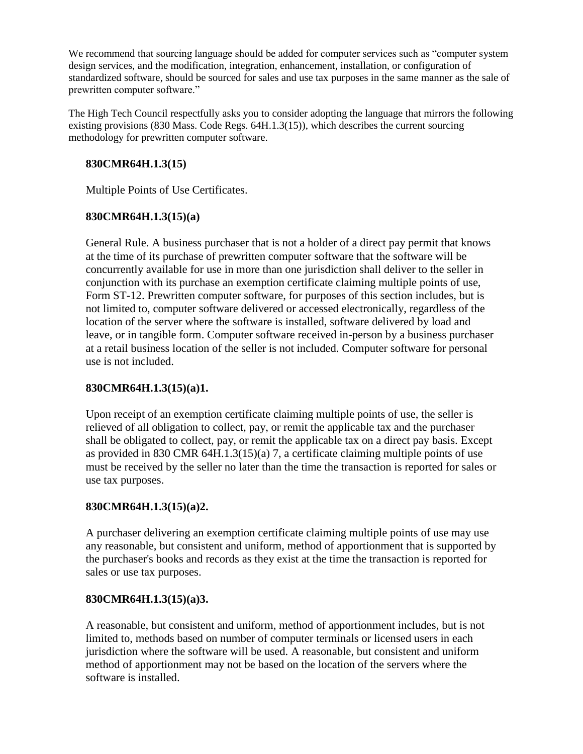We recommend that sourcing language should be added for computer services such as "computer system design services, and the modification, integration, enhancement, installation, or configuration of standardized software, should be sourced for sales and use tax purposes in the same manner as the sale of prewritten computer software."

The High Tech Council respectfully asks you to consider adopting the language that mirrors the following existing provisions (830 Mass. Code Regs. 64H.1.3(15)), which describes the current sourcing methodology for prewritten computer software.

**830CMR64H.1.3(15)**

Multiple Points of Use Certificates.

**830CMR64H.1.3(15)(a)**

General Rule. A business purchaser that is not a holder of a direct pay permit that knows at the time of its purchase of prewritten computer software that the software will be concurrently available for use in more than one jurisdiction shall deliver to the seller in conjunction with its purchase an exemption certificate claiming multiple points of use, Form ST-12. Prewritten computer software, for purposes of this section includes, but is not limited to, computer software delivered or accessed electronically, regardless of the location of the server where the software is installed, software delivered by load and leave, or in tangible form. Computer software received in-person by a business purchaser at a retail business location of the seller is not included. Computer software for personal use is not included.

**830CMR64H.1.3(15)(a)1.**

Upon receipt of an exemption certificate claiming multiple points of use, the seller is relieved of all obligation to collect, pay, or remit the applicable tax and the purchaser shall be obligated to collect, pay, or remit the applicable tax on a direct pay basis. Except as provided in 830 CMR 64H.1.3(15)(a) 7, a certificate claiming multiple points of use must be received by the seller no later than the time the transaction is reported for sales or use tax purposes.

**830CMR64H.1.3(15)(a)2.**

A purchaser delivering an exemption certificate claiming multiple points of use may use any reasonable, but consistent and uniform, method of apportionment that is supported by the purchaser's books and records as they exist at the time the transaction is reported for sales or use tax purposes.

**830CMR64H.1.3(15)(a)3.**

A reasonable, but consistent and uniform, method of apportionment includes, but is not limited to, methods based on number of computer terminals or licensed users in each jurisdiction where the software will be used. A reasonable, but consistent and uniform method of apportionment may not be based on the location of the servers where the software is installed.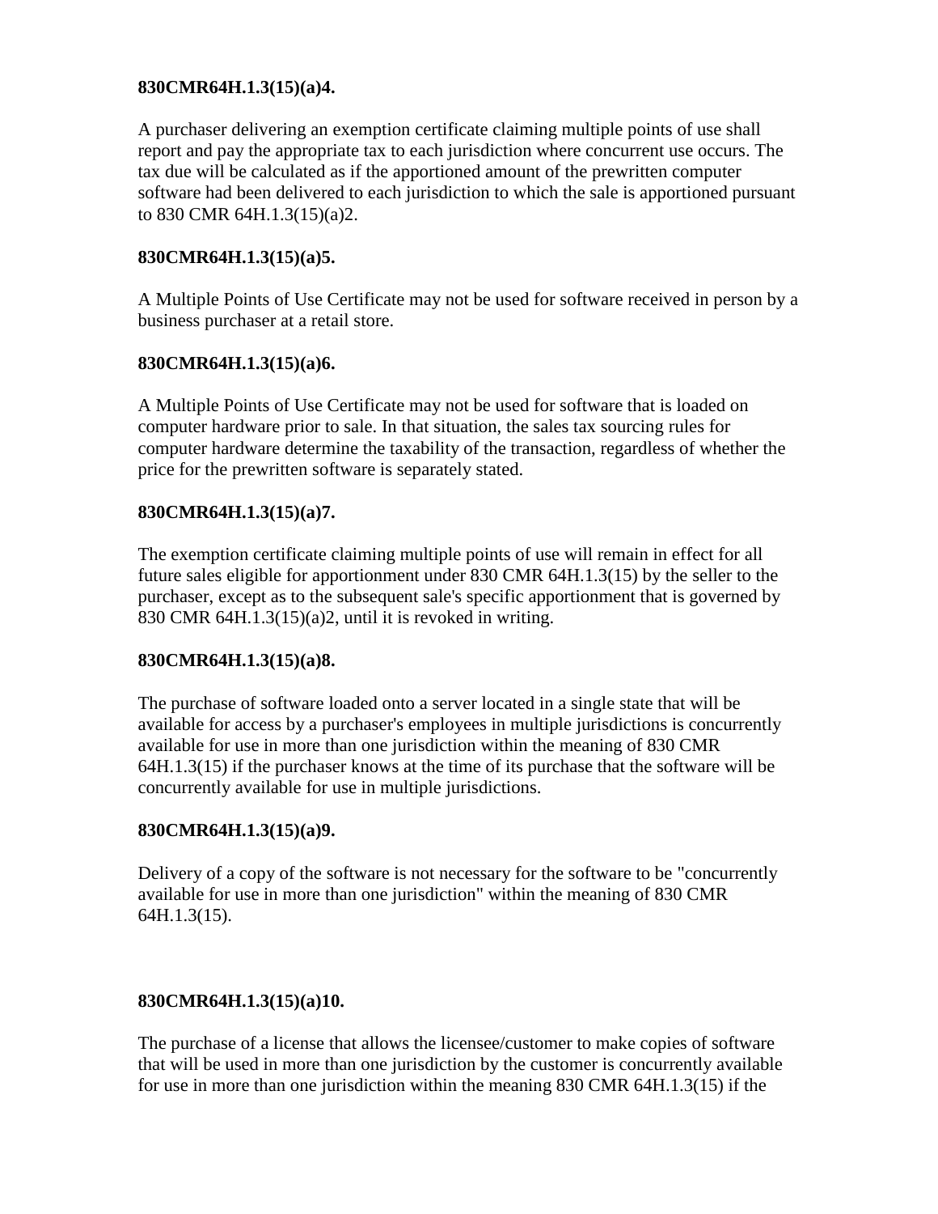**830CMR64H.1.3(15)(a)4.**

A purchaser delivering an exemption certificate claiming multiple points of use shall report and pay the appropriate tax to each jurisdiction where concurrent use occurs. The tax due will be calculated as if the apportioned amount of the prewritten computer software had been delivered to each jurisdiction to which the sale is apportioned pursuant to 830 CMR 64H.1.3(15)(a)2.

**830CMR64H.1.3(15)(a)5.**

A Multiple Points of Use Certificate may not be used for software received in person by a business purchaser at a retail store.

**830CMR64H.1.3(15)(a)6.**

A Multiple Points of Use Certificate may not be used for software that is loaded on computer hardware prior to sale. In that situation, the sales tax sourcing rules for computer hardware determine the taxability of the transaction, regardless of whether the price for the prewritten software is separately stated.

**830CMR64H.1.3(15)(a)7.**

The exemption certificate claiming multiple points of use will remain in effect for all future sales eligible for apportionment under 830 CMR 64H.1.3(15) by the seller to the purchaser, except as to the subsequent sale's specific apportionment that is governed by 830 CMR 64H.1.3(15)(a)2, until it is revoked in writing.

**830CMR64H.1.3(15)(a)8.**

The purchase of software loaded onto a server located in a single state that will be available for access by a purchaser's employees in multiple jurisdictions is concurrently available for use in more than one jurisdiction within the meaning of 830 CMR 64H.1.3(15) if the purchaser knows at the time of its purchase that the software will be concurrently available for use in multiple jurisdictions.

**830CMR64H.1.3(15)(a)9.**

Delivery of a copy of the software is not necessary for the software to be "concurrently available for use in more than one jurisdiction" within the meaning of 830 CMR 64H.1.3(15).

**830CMR64H.1.3(15)(a)10.**

The purchase of a license that allows the licensee/customer to make copies of software that will be used in more than one jurisdiction by the customer is concurrently available for use in more than one jurisdiction within the meaning 830 CMR 64H.1.3(15) if the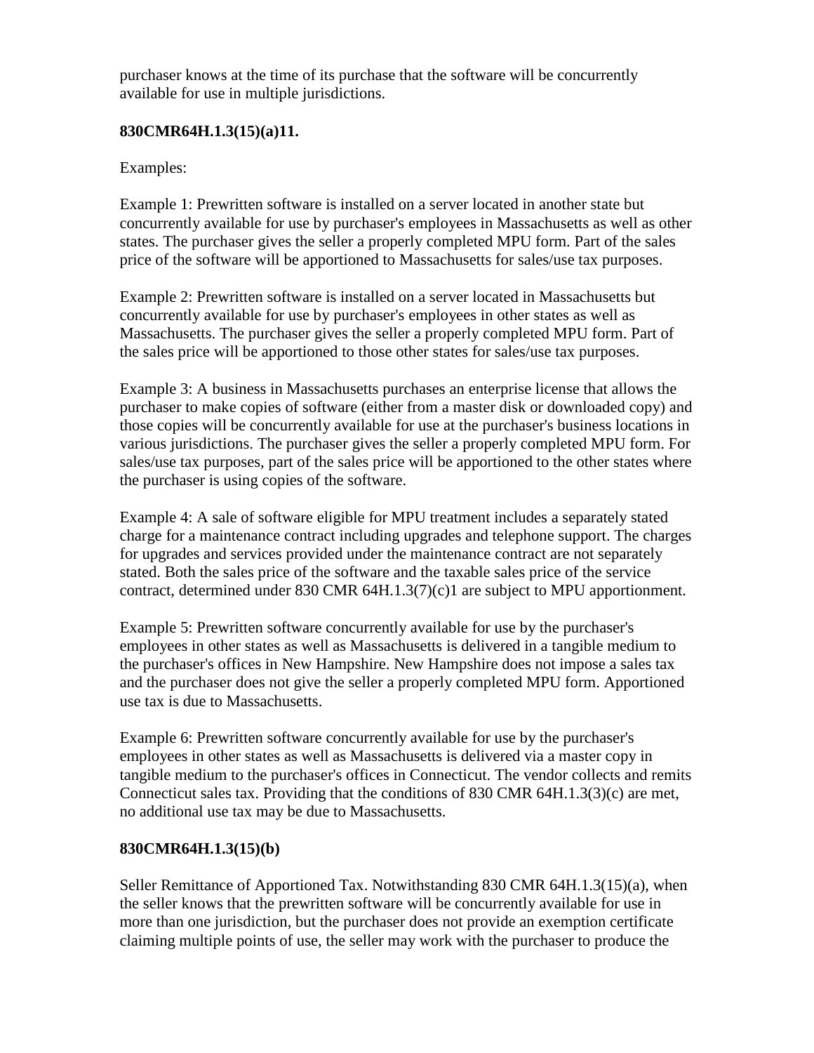purchaser knows at the time of its purchase that the software will be concurrently available for use in multiple jurisdictions.

**830CMR64H.1.3(15)(a)11.**

Examples:

Example 1: Prewritten software is installed on a server located in another state but concurrently available for use by purchaser's employees in Massachusetts as well as other states. The purchaser gives the seller a properly completed MPU form. Part of the sales price of the software will be apportioned to Massachusetts for sales/use tax purposes.

Example 2: Prewritten software is installed on a server located in Massachusetts but concurrently available for use by purchaser's employees in other states as well as Massachusetts. The purchaser gives the seller a properly completed MPU form. Part of the sales price will be apportioned to those other states for sales/use tax purposes.

Example 3: A business in Massachusetts purchases an enterprise license that allows the purchaser to make copies of software (either from a master disk or downloaded copy) and those copies will be concurrently available for use at the purchaser's business locations in various jurisdictions. The purchaser gives the seller a properly completed MPU form. For sales/use tax purposes, part of the sales price will be apportioned to the other states where the purchaser is using copies of the software.

Example 4: A sale of software eligible for MPU treatment includes a separately stated charge for a maintenance contract including upgrades and telephone support. The charges for upgrades and services provided under the maintenance contract are not separately stated. Both the sales price of the software and the taxable sales price of the service contract, determined under 830 CMR 64H.1.3(7)(c)1 are subject to MPU apportionment.

Example 5: Prewritten software concurrently available for use by the purchaser's employees in other states as well as Massachusetts is delivered in a tangible medium to the purchaser's offices in New Hampshire. New Hampshire does not impose a sales tax and the purchaser does not give the seller a properly completed MPU form. Apportioned use tax is due to Massachusetts.

Example 6: Prewritten software concurrently available for use by the purchaser's employees in other states as well as Massachusetts is delivered via a master copy in tangible medium to the purchaser's offices in Connecticut. The vendor collects and remits Connecticut sales tax. Providing that the conditions of 830 CMR 64H.1.3(3)(c) are met, no additional use tax may be due to Massachusetts.

**830CMR64H.1.3(15)(b)**

Seller Remittance of Apportioned Tax. Notwithstanding 830 CMR 64H.1.3(15)(a), when the seller knows that the prewritten software will be concurrently available for use in more than one jurisdiction, but the purchaser does not provide an exemption certificate claiming multiple points of use, the seller may work with the purchaser to produce the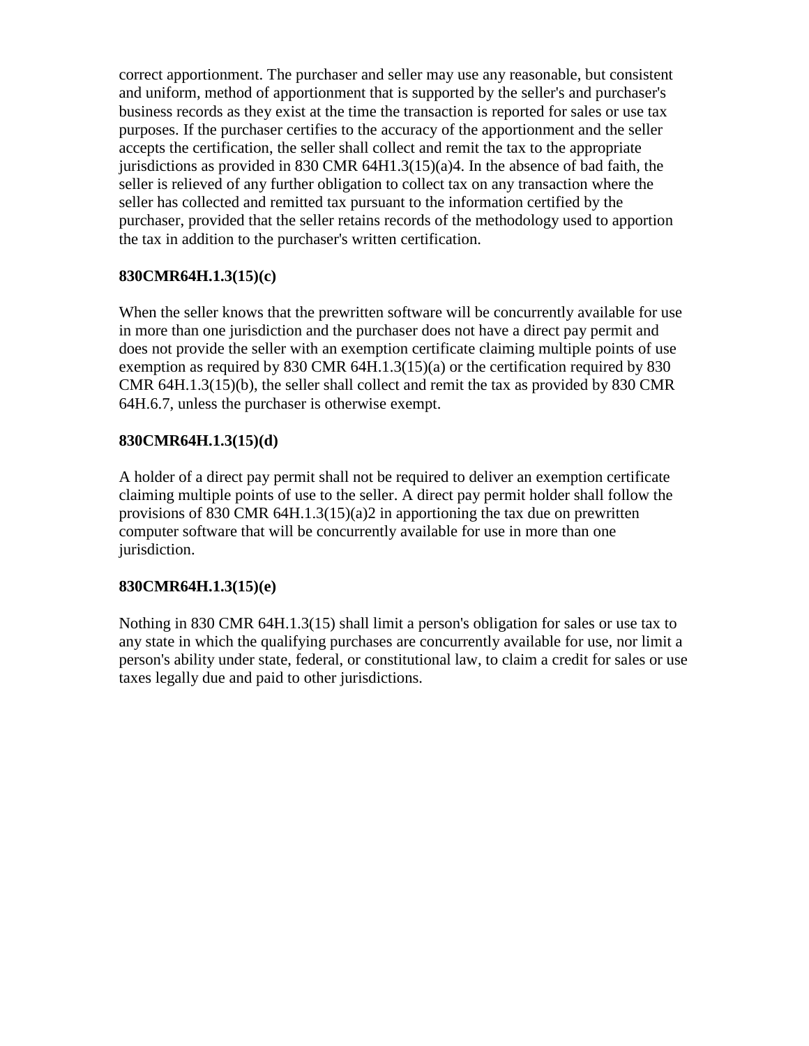correct apportionment. The purchaser and seller may use any reasonable, but consistent and uniform, method of apportionment that is supported by the seller's and purchaser's business records as they exist at the time the transaction is reported for sales or use tax purposes. If the purchaser certifies to the accuracy of the apportionment and the seller accepts the certification, the seller shall collect and remit the tax to the appropriate jurisdictions as provided in 830 CMR 64H1.3(15)(a)4. In the absence of bad faith, the seller is relieved of any further obligation to collect tax on any transaction where the seller has collected and remitted tax pursuant to the information certified by the purchaser, provided that the seller retains records of the methodology used to apportion the tax in addition to the purchaser's written certification.

**830CMR64H.1.3(15)(c)**

When the seller knows that the prewritten software will be concurrently available for use in more than one jurisdiction and the purchaser does not have a direct pay permit and does not provide the seller with an exemption certificate claiming multiple points of use exemption as required by 830 CMR 64H.1.3(15)(a) or the certification required by 830 CMR 64H.1.3(15)(b), the seller shall collect and remit the tax as provided by 830 CMR 64H.6.7, unless the purchaser is otherwise exempt.

**830CMR64H.1.3(15)(d)**

A holder of a direct pay permit shall not be required to deliver an exemption certificate claiming multiple points of use to the seller. A direct pay permit holder shall follow the provisions of 830 CMR 64H.1.3(15)(a)2 in apportioning the tax due on prewritten computer software that will be concurrently available for use in more than one jurisdiction.

**830CMR64H.1.3(15)(e)**

Nothing in 830 CMR 64H.1.3(15) shall limit a person's obligation for sales or use tax to any state in which the qualifying purchases are concurrently available for use, nor limit a person's ability under state, federal, or constitutional law, to claim a credit for sales or use taxes legally due and paid to other jurisdictions.